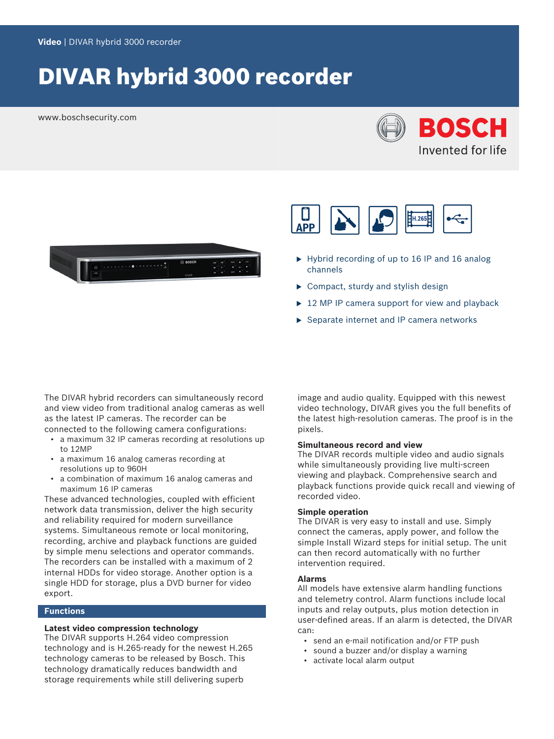Video | DIVAR hybrid 3000 recorder

# DIVAR hybrid 3000 recorder

www.boschsecurity.com

- Hybrid recording of up to 16 IP and 16 analog channels
- Compact, sturdy and stylish design
- 12 MP IP camera support for view and playback
- Separate internet and IP camera networks

The DIVAR hybrid recorders can simultaneously record and view video from traditional analog cameras as well as the latest IP cameras. The recorder can be connected to the following camera configurations:

- a maximum 32 IP cameras recording at resolutions up to 12MP
- a maximum 16 analog cameras recording at resolutions up to 960H
- a combination of maximum 16 analog cameras and maximum 16 IP cameras

These advanced technologies, coupled with efficient network data transmission, deliver the high security and reliability required for modern surveillance systems. Simultaneous remote or local monitoring, recording, archive and playback functions are guided by simple menu selections and operator commands. The recorders can be installed with a maximum of 2 internal HDDs for video storage. Another option is a single HDD for storage, plus a DVD burner for video export.

## Functions

### Latest video compression technology

The DIVAR supports H.264 video compression technology and is H.265-ready for the newest H.265 technology cameras to be released by Bosch. This technology dramatically reduces bandwidth and storage requirements while still delivering superb image and audio quality. Equipped with this newest video technology, DIVAR gives you the full benefits of the latest high-resolution cameras. The proof is in the pixels.

### Simultaneous record and view

The DIVAR records multiple video and audio signals while simultaneously providing live multi-screen viewing and playback. Comprehensive search and playback functions provide quick recall and viewing of recorded video.

### Simple operation

The DIVAR is very easy to install and use. Simply connect the cameras, apply power, and follow the simple Install Wizard steps for initial setup. The unit can then record automatically with no further intervention required.

### Alarms

All models have extensive alarm handling functions and telemetry control. Alarm functions include local inputs and relay outputs, plus motion detection in user-defined areas. If an alarm is detected, the DIVAR can:

- send an e-mail notification and/or FTP push
- sound a buzzer and/or display a warning
- activate local alarm output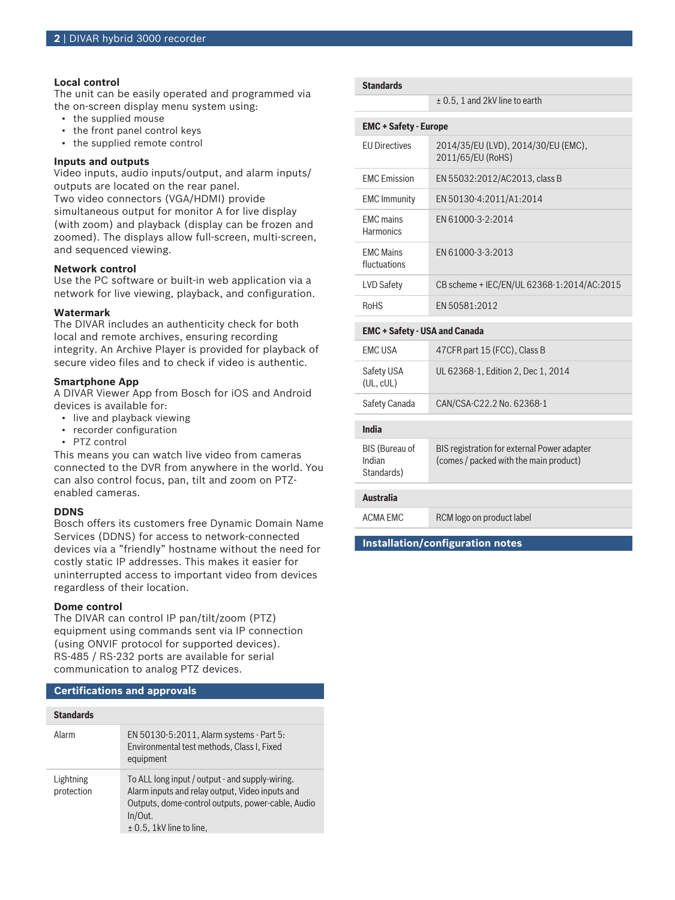### Local control

The unit can be easily operated and programmed via the on-screen display menu system using:

- the supplied mouse
- the front panel control keys
- the supplied remote control

### Inputs and outputs

Video inputs, audio inputs/output, and alarm inputs/outputs are located on the rear panel.
Two video connectors (VGA/HDMI) provide simultaneous output for monitor A for live display (with zoom) and playback (display can be frozen and zoomed). The displays allow full-screen, multi-screen, and sequenced viewing.

### Network control

Use the PC software or built-in web application via a network for live viewing, playback, and configuration.

### Watermark

The DIVAR includes an authenticity check for both local and remote archives, ensuring recording integrity. An Archive Player is provided for playback of secure video files and to check if video is authentic.

### Smartphone App

A DIVAR Viewer App from Bosch for iOS and Android devices is available for:

- live and playback viewing
- recorder configuration
- PTZ control

This means you can watch live video from cameras connected to the DVR from anywhere in the world. You can also control focus, pan, tilt and zoom on PTZ-enabled cameras.

### DDNS

Bosch offers its customers free Dynamic Domain Name Services (DDNS) for access to network-connected devices via a "friendly" hostname without the need for costly static IP addresses. This makes it easier for uninterrupted access to important video from devices regardless of their location.

### Dome control

The DIVAR can control IP pan/tilt/zoom (PTZ) equipment using commands sent via IP connection (using ONVIF protocol for supported devices).
RS-485 / RS-232 ports are available for serial communication to analog PTZ devices.

## Certifications and approvals

| Standards | |
|---|---|
| Alarm | EN 50130-5:2011, Alarm systems - Part 5: Environmental test methods, Class I, Fixed equipment |
| Lightning protection | To ALL long input / output - and supply-wiring. Alarm inputs and relay output, Video inputs and Outputs, dome-control outputs, power-cable, Audio In/Out.<br>± 0.5, 1kV line to line,<br>± 0.5, 1 and 2kV line to earth |

| EMC + Safety - Europe | |
|---|---|
| EU Directives | 2014/35/EU (LVD), 2014/30/EU (EMC), 2011/65/EU (RoHS) |
| EMC Emission | EN 55032:2012/AC2013, class B |
| EMC Immunity | EN 50130-4:2011/A1:2014 |
| EMC mains Harmonics | EN 61000-3-2:2014 |
| EMC Mains fluctuations | EN 61000-3-3:2013 |
| LVD Safety | CB scheme + IEC/EN/UL 62368-1:2014/AC:2015 |
| RoHS | EN 50581:2012 |

| EMC + Safety - USA and Canada | |
|---|---|
| EMC USA | 47CFR part 15 (FCC), Class B |
| Safety USA (UL, cUL) | UL 62368-1, Edition 2, Dec 1, 2014 |
| Safety Canada | CAN/CSA-C22.2 No. 62368-1 |

| India | |
|---|---|
| BIS (Bureau of Indian Standards) | BIS registration for external Power adapter (comes / packed with the main product) |

| Australia | |
|---|---|
| ACMA EMC | RCM logo on product label |

## Installation/configuration notes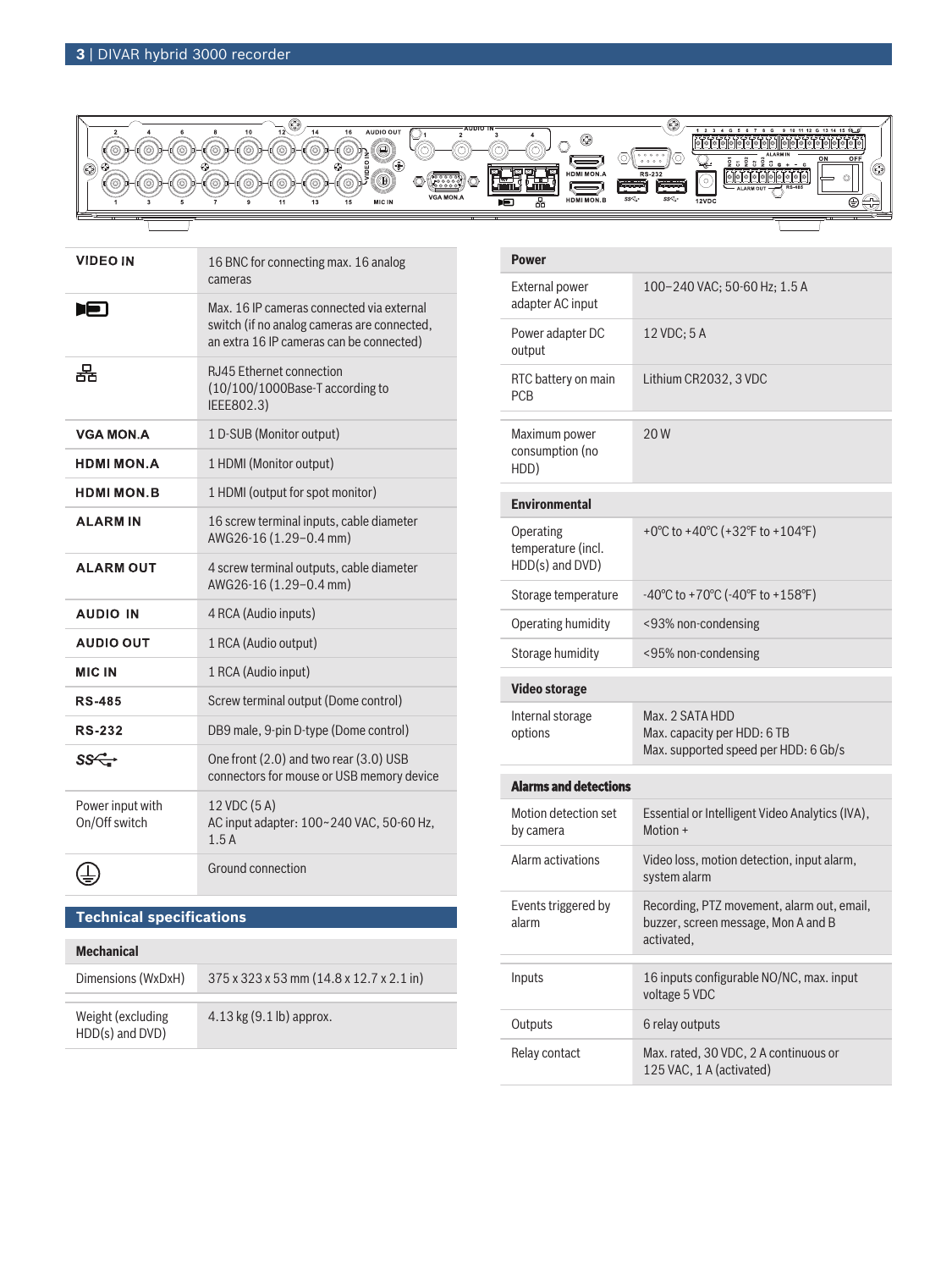| VIDEO IN | 16 BNC for connecting max. 16 analog cameras |
|---|---|
| (IP camera icon) | Max. 16 IP cameras connected via external switch (if no analog cameras are connected, an extra 16 IP cameras can be connected) |
| (network icon) | RJ45 Ethernet connection (10/100/1000Base-T according to IEEE802.3) |
| VGA MON.A | 1 D-SUB (Monitor output) |
| HDMI MON.A | 1 HDMI (Monitor output) |
| HDMI MON.B | 1 HDMI (output for spot monitor) |
| ALARM IN | 16 screw terminal inputs, cable diameter AWG26-16 (1.29–0.4 mm) |
| ALARM OUT | 4 screw terminal outputs, cable diameter AWG26-16 (1.29–0.4 mm) |
| AUDIO IN | 4 RCA (Audio inputs) |
| AUDIO OUT | 1 RCA (Audio output) |
| MIC IN | 1 RCA (Audio input) |
| RS-485 | Screw terminal output (Dome control) |
| RS-232 | DB9 male, 9-pin D-type (Dome control) |
| SS (USB icon) | One front (2.0) and two rear (3.0) USB connectors for mouse or USB memory device |
| Power input with On/Off switch | 12 VDC (5 A)<br>AC input adapter: 100~240 VAC, 50-60 Hz, 1.5 A |
| (ground icon) | Ground connection |

## Technical specifications

| Mechanical | |
|---|---|
| Dimensions (WxDxH) | 375 x 323 x 53 mm (14.8 x 12.7 x 2.1 in) |
| Weight (excluding HDD(s) and DVD) | 4.13 kg (9.1 lb) approx. |

| Power | |
|---|---|
| External power adapter AC input | 100–240 VAC; 50-60 Hz; 1.5 A |
| Power adapter DC output | 12 VDC; 5 A |
| RTC battery on main PCB | Lithium CR2032, 3 VDC |
| Maximum power consumption (no HDD) | 20 W |

| Environmental | |
|---|---|
| Operating temperature (incl. HDD(s) and DVD) | +0℃ to +40℃ (+32℉ to +104℉) |
| Storage temperature | -40℃ to +70℃ (-40℉ to +158℉) |
| Operating humidity | <93% non-condensing |
| Storage humidity | <95% non-condensing |

| Video storage | |
|---|---|
| Internal storage options | Max. 2 SATA HDD<br>Max. capacity per HDD: 6 TB<br>Max. supported speed per HDD: 6 Gb/s |

| Alarms and detections | |
|---|---|
| Motion detection set by camera | Essential or Intelligent Video Analytics (IVA), Motion + |
| Alarm activations | Video loss, motion detection, input alarm, system alarm |
| Events triggered by alarm | Recording, PTZ movement, alarm out, email, buzzer, screen message, Mon A and B activated, |
| Inputs | 16 inputs configurable NO/NC, max. input voltage 5 VDC |
| Outputs | 6 relay outputs |
| Relay contact | Max. rated, 30 VDC, 2 A continuous or 125 VAC, 1 A (activated) |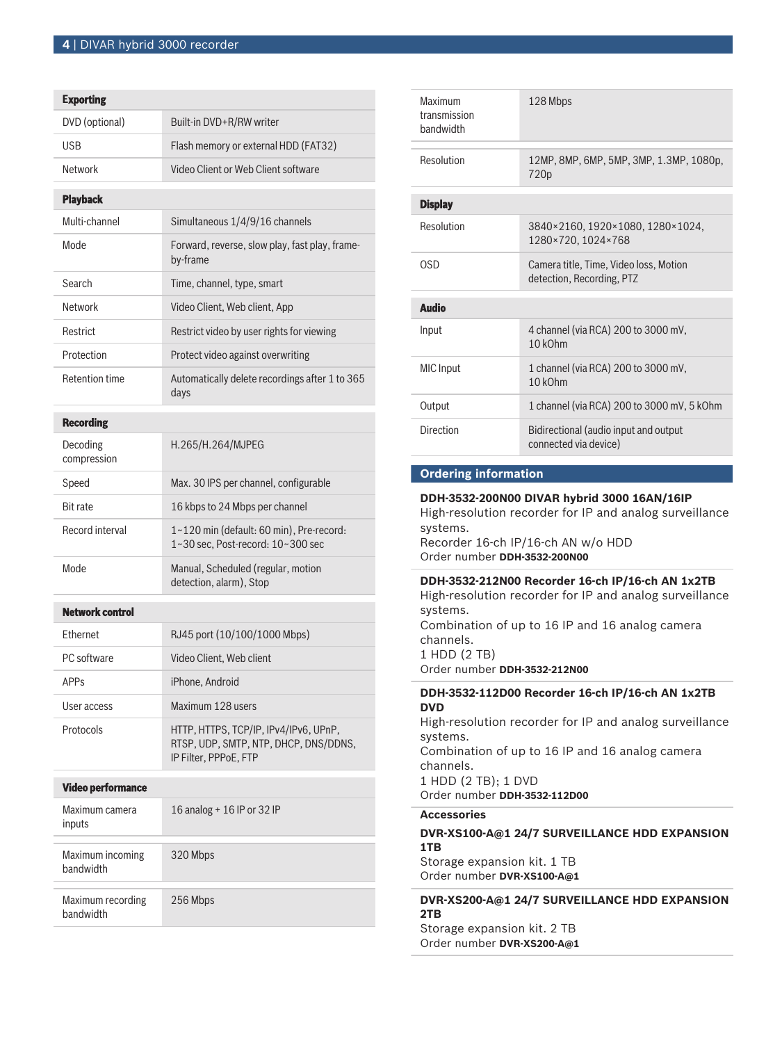| Exporting | |
|---|---|
| DVD (optional) | Built-in DVD+R/RW writer |
| USB | Flash memory or external HDD (FAT32) |
| Network | Video Client or Web Client software |

| Playback | |
|---|---|
| Multi-channel | Simultaneous 1/4/9/16 channels |
| Mode | Forward, reverse, slow play, fast play, frame-by-frame |
| Search | Time, channel, type, smart |
| Network | Video Client, Web client, App |
| Restrict | Restrict video by user rights for viewing |
| Protection | Protect video against overwriting |
| Retention time | Automatically delete recordings after 1 to 365 days |

| Recording | |
|---|---|
| Decoding compression | H.265/H.264/MJPEG |
| Speed | Max. 30 IPS per channel, configurable |
| Bit rate | 16 kbps to 24 Mbps per channel |
| Record interval | 1~120 min (default: 60 min), Pre-record: 1~30 sec, Post-record: 10~300 sec |
| Mode | Manual, Scheduled (regular, motion detection, alarm), Stop |

| Network control | |
|---|---|
| Ethernet | RJ45 port (10/100/1000 Mbps) |
| PC software | Video Client, Web client |
| APPs | iPhone, Android |
| User access | Maximum 128 users |
| Protocols | HTTP, HTTPS, TCP/IP, IPv4/IPv6, UPnP, RTSP, UDP, SMTP, NTP, DHCP, DNS/DDNS, IP Filter, PPPoE, FTP |

| Video performance | |
|---|---|
| Maximum camera inputs | 16 analog + 16 IP or 32 IP |
| Maximum incoming bandwidth | 320 Mbps |
| Maximum recording bandwidth | 256 Mbps |
| Maximum transmission bandwidth | 128 Mbps |
| Resolution | 12MP, 8MP, 6MP, 5MP, 3MP, 1.3MP, 1080p, 720p |

| Display | |
|---|---|
| Resolution | 3840×2160, 1920×1080, 1280×1024, 1280×720, 1024×768 |
| OSD | Camera title, Time, Video loss, Motion detection, Recording, PTZ |

| Audio | |
|---|---|
| Input | 4 channel (via RCA) 200 to 3000 mV, 10 kOhm |
| MIC Input | 1 channel (via RCA) 200 to 3000 mV, 10 kOhm |
| Output | 1 channel (via RCA) 200 to 3000 mV, 5 kOhm |
| Direction | Bidirectional (audio input and output connected via device) |

## Ordering information

**DDH-3532-200N00 DIVAR hybrid 3000 16AN/16IP**
High-resolution recorder for IP and analog surveillance systems.
Recorder 16-ch IP/16-ch AN w/o HDD
Order number **DDH-3532-200N00**

**DDH-3532-212N00 Recorder 16-ch IP/16-ch AN 1x2TB**
High-resolution recorder for IP and analog surveillance systems.
Combination of up to 16 IP and 16 analog camera channels.
1 HDD (2 TB)
Order number **DDH-3532-212N00**

**DDH-3532-112D00 Recorder 16-ch IP/16-ch AN 1x2TB DVD**
High-resolution recorder for IP and analog surveillance systems.
Combination of up to 16 IP and 16 analog camera channels.
1 HDD (2 TB); 1 DVD
Order number **DDH-3532-112D00**

### Accessories

**DVR-XS100-A@1 24/7 SURVEILLANCE HDD EXPANSION 1TB**
Storage expansion kit. 1 TB
Order number **DVR-XS100-A@1**

**DVR-XS200-A@1 24/7 SURVEILLANCE HDD EXPANSION 2TB**
Storage expansion kit. 2 TB
Order number **DVR-XS200-A@1**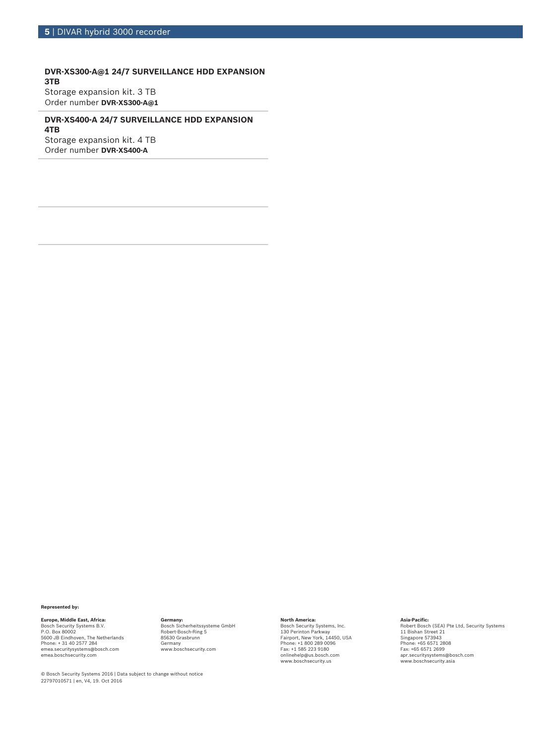**DVR-XS300-A@1 24/7 SURVEILLANCE HDD EXPANSION 3TB**

Storage expansion kit. 3 TB

Order number **DVR-XS300-A@1**

**DVR-XS400-A 24/7 SURVEILLANCE HDD EXPANSION 4TB**

Storage expansion kit. 4 TB

Order number **DVR-XS400-A**

**Represented by:**

**Europe, Middle East, Africa:**
Bosch Security Systems B.V.
P.O. Box 80002
5600 JB Eindhoven, The Netherlands
Phone: + 31 40 2577 284
emea.securitysystems@bosch.com
emea.boschsecurity.com

**Germany:**
Bosch Sicherheitssysteme GmbH
Robert-Bosch-Ring 5
85630 Grasbrunn
Germany
www.boschsecurity.com

**North America:**
Bosch Security Systems, Inc.
130 Perinton Parkway
Fairport, New York, 14450, USA
Phone: +1 800 289 0096
Fax: +1 585 223 9180
onlinehelp@us.bosch.com
www.boschsecurity.us

**Asia-Pacific:**
Robert Bosch (SEA) Pte Ltd, Security Systems
11 Bishan Street 21
Singapore 573943
Phone: +65 6571 2808
Fax: +65 6571 2699
apr.securitysystems@bosch.com
www.boschsecurity.asia

© Bosch Security Systems 2016 | Data subject to change without notice
22797010571 | en, V4, 19. Oct 2016